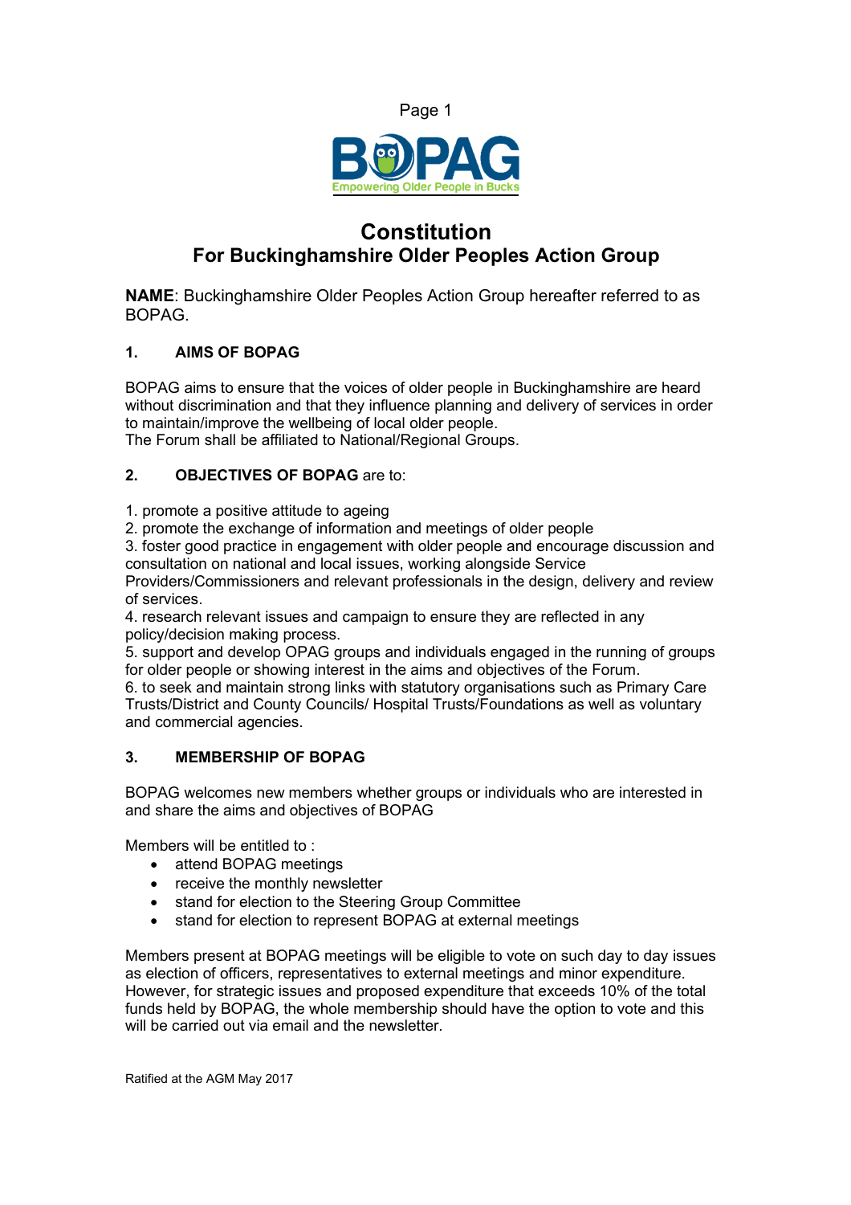BOPAG
Empowering Older People in Bucks

# Constitution
## For Buckinghamshire Older Peoples Action Group

**NAME**: Buckinghamshire Older Peoples Action Group hereafter referred to as BOPAG.

### 1. AIMS OF BOPAG

BOPAG aims to ensure that the voices of older people in Buckinghamshire are heard without discrimination and that they influence planning and delivery of services in order to maintain/improve the wellbeing of local older people.
The Forum shall be affiliated to National/Regional Groups.

### 2. OBJECTIVES OF BOPAG are to:

1. promote a positive attitude to ageing
2. promote the exchange of information and meetings of older people
3. foster good practice in engagement with older people and encourage discussion and consultation on national and local issues, working alongside Service Providers/Commissioners and relevant professionals in the design, delivery and review of services.
4. research relevant issues and campaign to ensure they are reflected in any policy/decision making process.
5. support and develop OPAG groups and individuals engaged in the running of groups for older people or showing interest in the aims and objectives of the Forum.
6. to seek and maintain strong links with statutory organisations such as Primary Care Trusts/District and County Councils/ Hospital Trusts/Foundations as well as voluntary and commercial agencies.

### 3. MEMBERSHIP OF BOPAG

BOPAG welcomes new members whether groups or individuals who are interested in and share the aims and objectives of BOPAG

Members will be entitled to :

- attend BOPAG meetings
- receive the monthly newsletter
- stand for election to the Steering Group Committee
- stand for election to represent BOPAG at external meetings

Members present at BOPAG meetings will be eligible to vote on such day to day issues as election of officers, representatives to external meetings and minor expenditure. However, for strategic issues and proposed expenditure that exceeds 10% of the total funds held by BOPAG, the whole membership should have the option to vote and this will be carried out via email and the newsletter.

Ratified at the AGM May 2017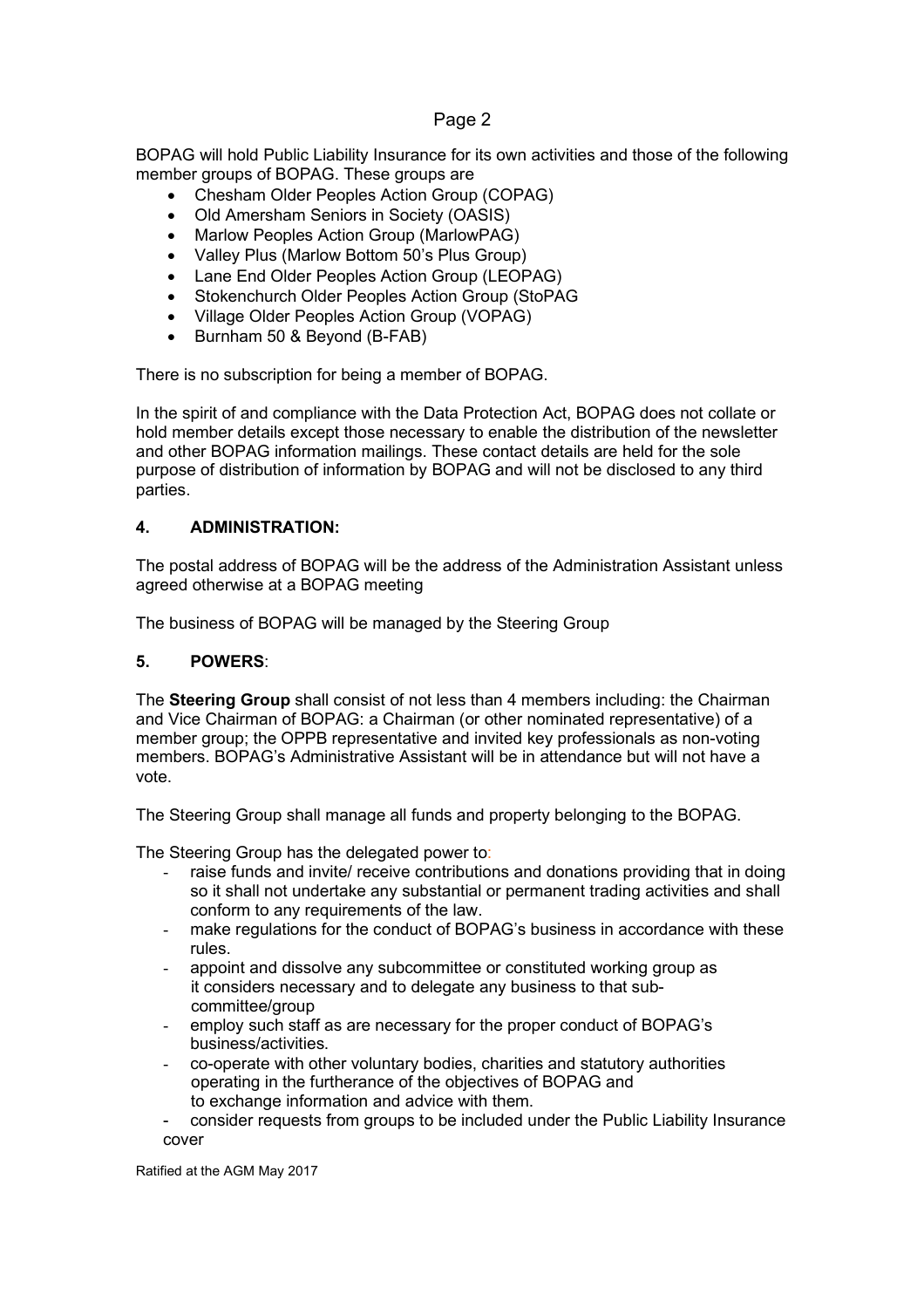BOPAG will hold Public Liability Insurance for its own activities and those of the following member groups of BOPAG. These groups are

- Chesham Older Peoples Action Group (COPAG)
- Old Amersham Seniors in Society (OASIS)
- Marlow Peoples Action Group (MarlowPAG)
- Valley Plus (Marlow Bottom 50's Plus Group)
- Lane End Older Peoples Action Group (LEOPAG)
- Stokenchurch Older Peoples Action Group (StoPAG
- Village Older Peoples Action Group (VOPAG)
- Burnham 50 & Beyond (B-FAB)

There is no subscription for being a member of BOPAG.

In the spirit of and compliance with the Data Protection Act, BOPAG does not collate or hold member details except those necessary to enable the distribution of the newsletter and other BOPAG information mailings. These contact details are held for the sole purpose of distribution of information by BOPAG and will not be disclosed to any third parties.

## 4. ADMINISTRATION:

The postal address of BOPAG will be the address of the Administration Assistant unless agreed otherwise at a BOPAG meeting

The business of BOPAG will be managed by the Steering Group

## 5. POWERS:

The **Steering Group** shall consist of not less than 4 members including: the Chairman and Vice Chairman of BOPAG: a Chairman (or other nominated representative) of a member group; the OPPB representative and invited key professionals as non-voting members. BOPAG's Administrative Assistant will be in attendance but will not have a vote.

The Steering Group shall manage all funds and property belonging to the BOPAG.

The Steering Group has the delegated power to:

- raise funds and invite/ receive contributions and donations providing that in doing so it shall not undertake any substantial or permanent trading activities and shall conform to any requirements of the law.
- make regulations for the conduct of BOPAG's business in accordance with these rules.
- appoint and dissolve any subcommittee or constituted working group as it considers necessary and to delegate any business to that sub-committee/group
- employ such staff as are necessary for the proper conduct of BOPAG's business/activities.
- co-operate with other voluntary bodies, charities and statutory authorities operating in the furtherance of the objectives of BOPAG and to exchange information and advice with them.
- consider requests from groups to be included under the Public Liability Insurance cover

Ratified at the AGM May 2017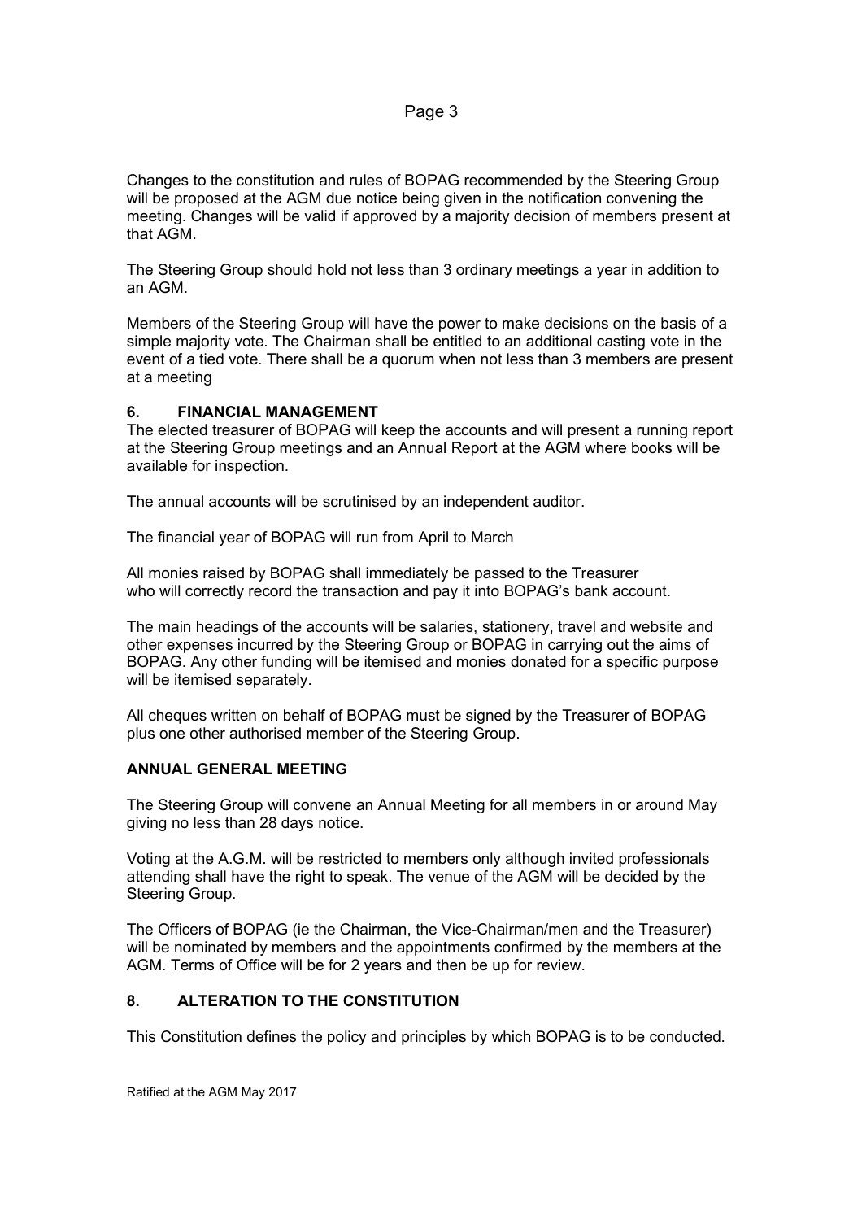Changes to the constitution and rules of BOPAG recommended by the Steering Group will be proposed at the AGM due notice being given in the notification convening the meeting. Changes will be valid if approved by a majority decision of members present at that AGM.

The Steering Group should hold not less than 3 ordinary meetings a year in addition to an AGM.

Members of the Steering Group will have the power to make decisions on the basis of a simple majority vote. The Chairman shall be entitled to an additional casting vote in the event of a tied vote. There shall be a quorum when not less than 3 members are present at a meeting

## 6. FINANCIAL MANAGEMENT

The elected treasurer of BOPAG will keep the accounts and will present a running report at the Steering Group meetings and an Annual Report at the AGM where books will be available for inspection.

The annual accounts will be scrutinised by an independent auditor.

The financial year of BOPAG will run from April to March

All monies raised by BOPAG shall immediately be passed to the Treasurer who will correctly record the transaction and pay it into BOPAG's bank account.

The main headings of the accounts will be salaries, stationery, travel and website and other expenses incurred by the Steering Group or BOPAG in carrying out the aims of BOPAG. Any other funding will be itemised and monies donated for a specific purpose will be itemised separately.

All cheques written on behalf of BOPAG must be signed by the Treasurer of BOPAG plus one other authorised member of the Steering Group.

## ANNUAL GENERAL MEETING

The Steering Group will convene an Annual Meeting for all members in or around May giving no less than 28 days notice.

Voting at the A.G.M. will be restricted to members only although invited professionals attending shall have the right to speak. The venue of the AGM will be decided by the Steering Group.

The Officers of BOPAG (ie the Chairman, the Vice-Chairman/men and the Treasurer) will be nominated by members and the appointments confirmed by the members at the AGM. Terms of Office will be for 2 years and then be up for review.

## 8. ALTERATION TO THE CONSTITUTION

This Constitution defines the policy and principles by which BOPAG is to be conducted.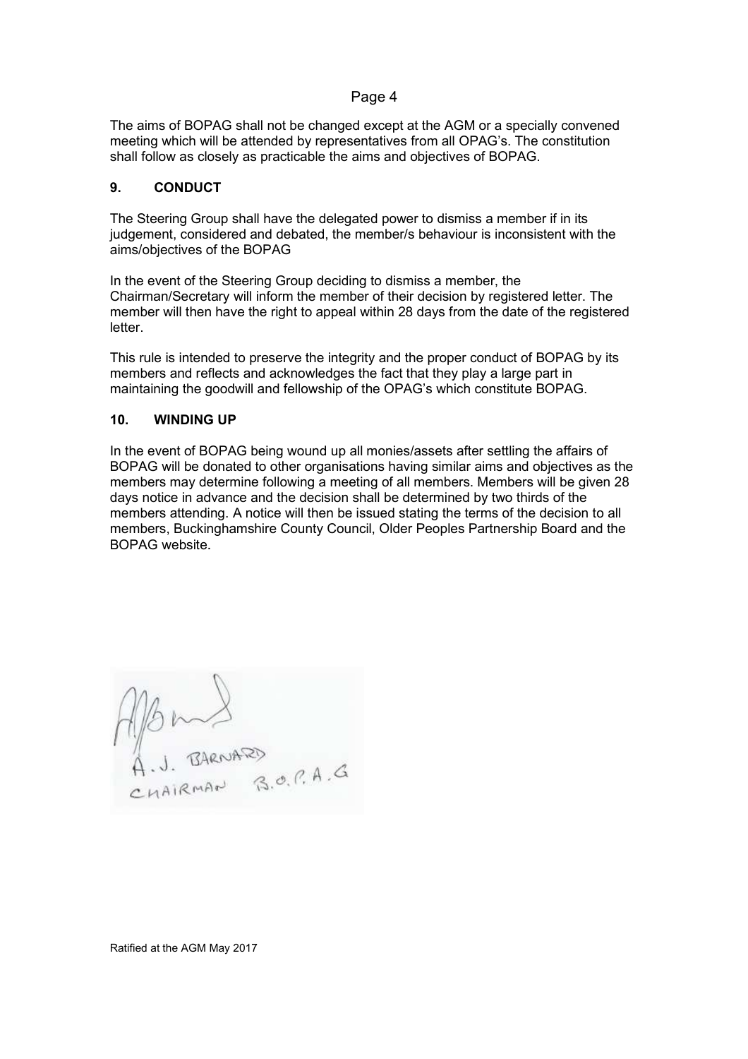The aims of BOPAG shall not be changed except at the AGM or a specially convened meeting which will be attended by representatives from all OPAG's. The constitution shall follow as closely as practicable the aims and objectives of BOPAG.

## 9. CONDUCT

The Steering Group shall have the delegated power to dismiss a member if in its judgement, considered and debated, the member/s behaviour is inconsistent with the aims/objectives of the BOPAG

In the event of the Steering Group deciding to dismiss a member, the Chairman/Secretary will inform the member of their decision by registered letter. The member will then have the right to appeal within 28 days from the date of the registered letter.

This rule is intended to preserve the integrity and the proper conduct of BOPAG by its members and reflects and acknowledges the fact that they play a large part in maintaining the goodwill and fellowship of the OPAG's which constitute BOPAG.

## 10. WINDING UP

In the event of BOPAG being wound up all monies/assets after settling the affairs of BOPAG will be donated to other organisations having similar aims and objectives as the members may determine following a meeting of all members. Members will be given 28 days notice in advance and the decision shall be determined by two thirds of the members attending. A notice will then be issued stating the terms of the decision to all members, Buckinghamshire County Council, Older Peoples Partnership Board and the BOPAG website.

A.J. BARNARD
CHAIRMAN B.O.P.A.G

Ratified at the AGM May 2017